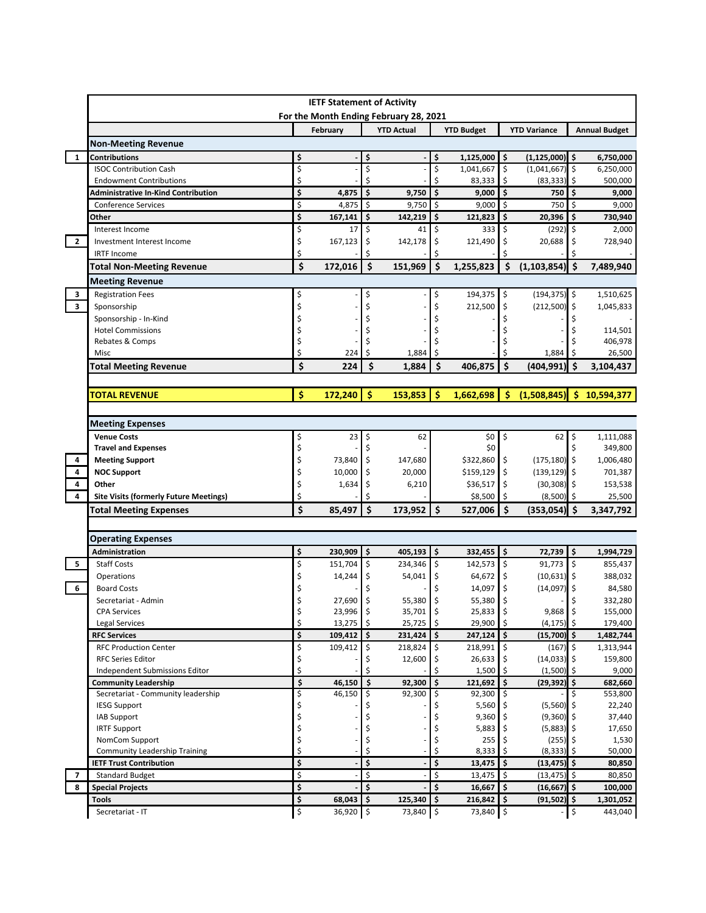# IETF Statement of Activity

## For the Month Ending February 28, 2021

| | | February | YTD Actual | YTD Budget | YTD Variance | Annual Budget |
|---|---|---|---|---|---|---|
| | **Non-Meeting Revenue** | | | | | |
| 1 | **Contributions** | $ - | $ - | $ 1,125,000 | $ (1,125,000) | $ 6,750,000 |
| | ISOC Contribution Cash | $ - | $ - | $ 1,041,667 | $ (1,041,667) | $ 6,250,000 |
| | Endowment Contributions | $ - | $ - | $ 83,333 | $ (83,333) | $ 500,000 |
| | **Administrative In-Kind Contribution** | $ 4,875 | $ 9,750 | $ 9,000 | $ 750 | $ 9,000 |
| | Conference Services | $ 4,875 | $ 9,750 | $ 9,000 | $ 750 | $ 9,000 |
| | **Other** | $ 167,141 | $ 142,219 | $ 121,823 | $ 20,396 | $ 730,940 |
| | Interest Income | $ 17 | $ 41 | $ 333 | $ (292) | $ 2,000 |
| 2 | Investment Interest Income | $ 167,123 | $ 142,178 | $ 121,490 | $ 20,688 | $ 728,940 |
| | IRTF Income | $ - | $ - | $ - | $ - | $ - |
| | **Total Non-Meeting Revenue** | $ 172,016 | $ 151,969 | $ 1,255,823 | $ (1,103,854) | $ 7,489,940 |
| | **Meeting Revenue** | | | | | |
| 3 | Registration Fees | $ - | $ - | $ 194,375 | $ (194,375) | $ 1,510,625 |
| 3 | Sponsorship | $ - | $ - | $ 212,500 | $ (212,500) | $ 1,045,833 |
| | Sponsorship - In-Kind | $ - | $ - | $ - | $ - | $ - |
| | Hotel Commissions | $ - | $ - | $ - | $ - | $ 114,501 |
| | Rebates & Comps | $ - | $ - | $ - | $ - | $ 406,978 |
| | Misc | $ 224 | $ 1,884 | $ - | $ 1,884 | $ 26,500 |
| | **Total Meeting Revenue** | $ 224 | $ 1,884 | $ 406,875 | $ (404,991) | $ 3,104,437 |
| | | | | | | |
| | **TOTAL REVENUE** | $ 172,240 | $ 153,853 | $ 1,662,698 | $ (1,508,845) | $ 10,594,377 |
| | | | | | | |
| | **Meeting Expenses** | | | | | |
| | **Venue Costs** | $ 23 | $ 62 | $0 | $ 62 | $ 1,111,088 |
| | **Travel and Expenses** | $ - | $ - | $0 | | $ 349,800 |
| 4 | **Meeting Support** | $ 73,840 | $ 147,680 | $322,860 | $ (175,180) | $ 1,006,480 |
| 4 | **NOC Support** | $ 10,000 | $ 20,000 | $159,129 | $ (139,129) | $ 701,387 |
| 4 | **Other** | $ 1,634 | $ 6,210 | $36,517 | $ (30,308) | $ 153,538 |
| 4 | **Site Visits (formerly Future Meetings)** | $ - | $ - | $8,500 | $ (8,500) | $ 25,500 |
| | **Total Meeting Expenses** | $ 85,497 | $ 173,952 | $ 527,006 | $ (353,054) | $ 3,347,792 |
| | | | | | | |
| | **Operating Expenses** | | | | | |
| | **Administration** | $ 230,909 | $ 405,193 | $ 332,455 | $ 72,739 | $ 1,994,729 |
| 5 | Staff Costs | $ 151,704 | $ 234,346 | $ 142,573 | $ 91,773 | $ 855,437 |
| | Operations | $ 14,244 | $ 54,041 | $ 64,672 | $ (10,631) | $ 388,032 |
| 6 | Board Costs | $ - | $ - | $ 14,097 | $ (14,097) | $ 84,580 |
| | Secretariat - Admin | $ 27,690 | $ 55,380 | $ 55,380 | $ - | $ 332,280 |
| | CPA Services | $ 23,996 | $ 35,701 | $ 25,833 | $ 9,868 | $ 155,000 |
| | Legal Services | $ 13,275 | $ 25,725 | $ 29,900 | $ (4,175) | $ 179,400 |
| | **RFC Services** | $ 109,412 | $ 231,424 | $ 247,124 | $ (15,700) | $ 1,482,744 |
| | RFC Production Center | $ 109,412 | $ 218,824 | $ 218,991 | $ (167) | $ 1,313,944 |
| | RFC Series Editor | $ - | $ 12,600 | $ 26,633 | $ (14,033) | $ 159,800 |
| | Independent Submissions Editor | $ - | $ - | $ 1,500 | $ (1,500) | $ 9,000 |
| | **Community Leadership** | $ 46,150 | $ 92,300 | $ 121,692 | $ (29,392) | $ 682,660 |
| | Secretariat - Community leadership | $ 46,150 | $ 92,300 | $ 92,300 | $ - | $ 553,800 |
| | IESG Support | $ - | $ - | $ 5,560 | $ (5,560) | $ 22,240 |
| | IAB Support | $ - | $ - | $ 9,360 | $ (9,360) | $ 37,440 |
| | IRTF Support | $ - | $ - | $ 5,883 | $ (5,883) | $ 17,650 |
| | NomCom Support | $ - | $ - | $ 255 | $ (255) | $ 1,530 |
| | Community Leadership Training | $ - | $ - | $ 8,333 | $ (8,333) | $ 50,000 |
| | **IETF Trust Contribution** | $ - | $ - | $ 13,475 | $ (13,475) | $ 80,850 |
| 7 | Standard Budget | $ - | $ - | $ 13,475 | $ (13,475) | $ 80,850 |
| 8 | **Special Projects** | $ - | $ - | $ 16,667 | $ (16,667) | $ 100,000 |
| | **Tools** | $ 68,043 | $ 125,340 | $ 216,842 | $ (91,502) | $ 1,301,052 |
| | Secretariat - IT | $ 36,920 | $ 73,840 | $ 73,840 | $ - | $ 443,040 |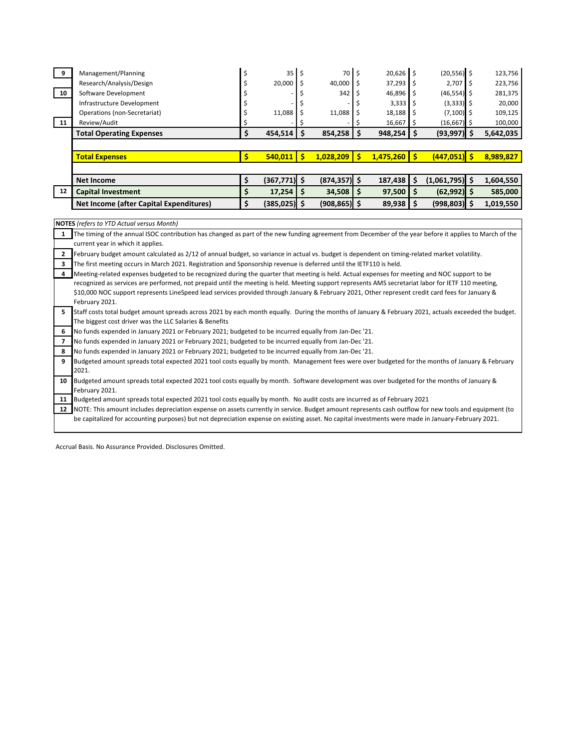| | | | | | | |
|---|---|---|---|---|---|---|
| 9 | Management/Planning | $ 35 | $ 70 | $ 20,626 | $ (20,556) | $ 123,756 |
| | Research/Analysis/Design | $ 20,000 | $ 40,000 | $ 37,293 | $ 2,707 | $ 223,756 |
| 10 | Software Development | $ - | $ 342 | $ 46,896 | $ (46,554) | $ 281,375 |
| | Infrastructure Development | $ - | $ - | $ 3,333 | $ (3,333) | $ 20,000 |
| | Operations (non-Secretariat) | $ 11,088 | $ 11,088 | $ 18,188 | $ (7,100) | $ 109,125 |
| 11 | Review/Audit | $ - | $ - | $ 16,667 | $ (16,667) | $ 100,000 |
| | **Total Operating Expenses** | **$ 454,514** | **$ 854,258** | **$ 948,254** | **$ (93,997)** | **$ 5,642,035** |
| | | | | | | |
| | **Total Expenses** | **$ 540,011** | **$ 1,028,209** | **$ 1,475,260** | **$ (447,051)** | **$ 8,989,827** |
| | | | | | | |
| | **Net Income** | **$ (367,771)** | **$ (874,357)** | **$ 187,438** | **$ (1,061,795)** | **$ 1,604,550** |
| 12 | **Capital Investment** | **$ 17,254** | **$ 34,508** | **$ 97,500** | **$ (62,992)** | **$ 585,000** |
| | **Net Income (after Capital Expenditures)** | **$ (385,025)** | **$ (908,865)** | **$ 89,938** | **$ (998,803)** | **$ 1,019,550** |

**NOTES** *(refers to YTD Actual versus Month)*

| | |
|---|---|
| 1 | The timing of the annual ISOC contribution has changed as part of the new funding agreement from December of the year before it applies to March of the current year in which it applies. |
| 2 | February budget amount calculated as 2/12 of annual budget, so variance in actual vs. budget is dependent on timing-related market volatility. |
| 3 | The first meeting occurs in March 2021. Registration and Sponsorship revenue is deferred until the IETF110 is held. |
| 4 | Meeting-related expenses budgeted to be recognized during the quarter that meeting is held. Actual expenses for meeting and NOC support to be recognized as services are performed, not prepaid until the meeting is held. Meeting support represents AMS secretariat labor for IETF 110 meeting, $10,000 NOC support represents LineSpeed lead services provided through January & February 2021, Other represent credit card fees for January & February 2021. |
| 5 | Staff costs total budget amount spreads across 2021 by each month equally. During the months of January & February 2021, actuals exceeded the budget. The biggest cost driver was the LLC Salaries & Benefits |
| 6 | No funds expended in January 2021 or February 2021; budgeted to be incurred equally from Jan-Dec '21. |
| 7 | No funds expended in January 2021 or February 2021; budgeted to be incurred equally from Jan-Dec '21. |
| 8 | No funds expended in January 2021 or February 2021; budgeted to be incurred equally from Jan-Dec '21. |
| 9 | Budgeted amount spreads total expected 2021 tool costs equally by month. Management fees were over budgeted for the months of January & February 2021. |
| 10 | Budgeted amount spreads total expected 2021 tool costs equally by month. Software development was over budgeted for the months of January & February 2021. |
| 11 | Budgeted amount spreads total expected 2021 tool costs equally by month. No audit costs are incurred as of February 2021 |
| 12 | NOTE: This amount includes depreciation expense on assets currently in service. Budget amount represents cash outflow for new tools and equipment (to be capitalized for accounting purposes) but not depreciation expense on existing asset. No capital investments were made in January-February 2021. |

Accrual Basis. No Assurance Provided. Disclosures Omitted.